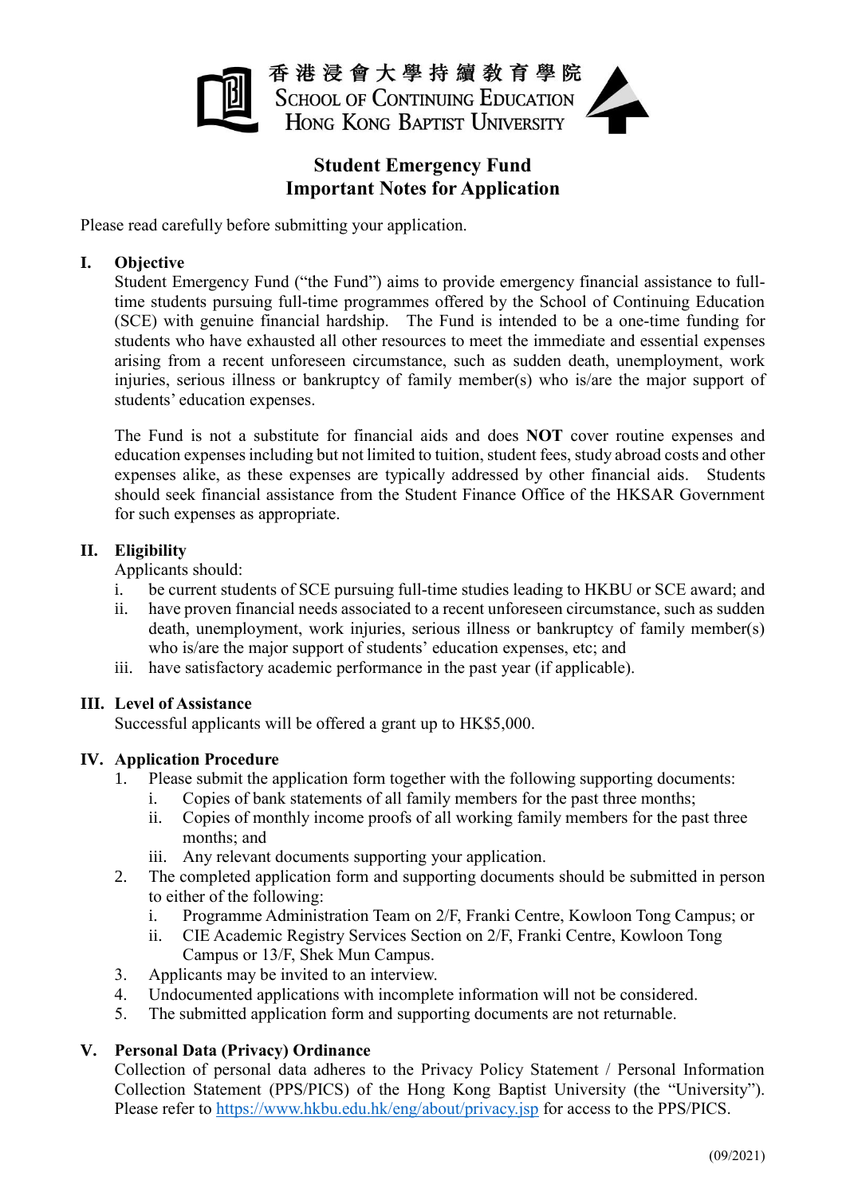香港浸會大學持續教育學院
SCHOOL OF CONTINUING EDUCATION
HONG KONG BAPTIST UNIVERSITY

# Student Emergency Fund
# Important Notes for Application

Please read carefully before submitting your application.

## I. Objective

Student Emergency Fund ("the Fund") aims to provide emergency financial assistance to full-time students pursuing full-time programmes offered by the School of Continuing Education (SCE) with genuine financial hardship. The Fund is intended to be a one-time funding for students who have exhausted all other resources to meet the immediate and essential expenses arising from a recent unforeseen circumstance, such as sudden death, unemployment, work injuries, serious illness or bankruptcy of family member(s) who is/are the major support of students' education expenses.

The Fund is not a substitute for financial aids and does **NOT** cover routine expenses and education expenses including but not limited to tuition, student fees, study abroad costs and other expenses alike, as these expenses are typically addressed by other financial aids. Students should seek financial assistance from the Student Finance Office of the HKSAR Government for such expenses as appropriate.

## II. Eligibility

Applicants should:

i. be current students of SCE pursuing full-time studies leading to HKBU or SCE award; and
ii. have proven financial needs associated to a recent unforeseen circumstance, such as sudden death, unemployment, work injuries, serious illness or bankruptcy of family member(s) who is/are the major support of students' education expenses, etc; and
iii. have satisfactory academic performance in the past year (if applicable).

## III. Level of Assistance

Successful applicants will be offered a grant up to HK$5,000.

## IV. Application Procedure

1. Please submit the application form together with the following supporting documents:
   i. Copies of bank statements of all family members for the past three months;
   ii. Copies of monthly income proofs of all working family members for the past three months; and
   iii. Any relevant documents supporting your application.
2. The completed application form and supporting documents should be submitted in person to either of the following:
   i. Programme Administration Team on 2/F, Franki Centre, Kowloon Tong Campus; or
   ii. CIE Academic Registry Services Section on 2/F, Franki Centre, Kowloon Tong Campus or 13/F, Shek Mun Campus.
3. Applicants may be invited to an interview.
4. Undocumented applications with incomplete information will not be considered.
5. The submitted application form and supporting documents are not returnable.

## V. Personal Data (Privacy) Ordinance

Collection of personal data adheres to the Privacy Policy Statement / Personal Information Collection Statement (PPS/PICS) of the Hong Kong Baptist University (the "University"). Please refer to https://www.hkbu.edu.hk/eng/about/privacy.jsp for access to the PPS/PICS.

(09/2021)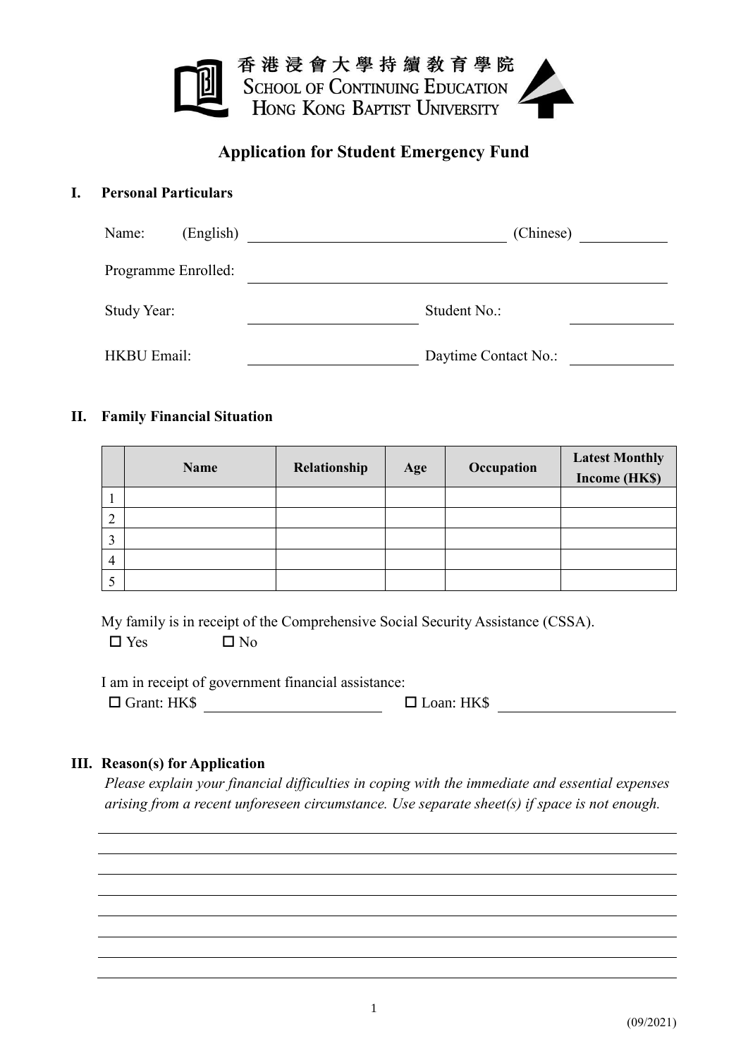香港浸會大學持續教育學院
SCHOOL OF CONTINUING EDUCATION
HONG KONG BAPTIST UNIVERSITY

# Application for Student Emergency Fund

## I. Personal Particulars

Name: (English) ______________________ (Chinese) __________

Programme Enrolled: ______________________

Study Year: ______________ Student No.: ______________

HKBU Email: ______________ Daytime Contact No.: ______________

## II. Family Financial Situation

| | Name | Relationship | Age | Occupation | Latest Monthly Income (HK$) |
|---|---|---|---|---|---|
| 1 | | | | | |
| 2 | | | | | |
| 3 | | | | | |
| 4 | | | | | |
| 5 | | | | | |

My family is in receipt of the Comprehensive Social Security Assistance (CSSA).

☐ Yes ☐ No

I am in receipt of government financial assistance:

☐ Grant: HK$ ______________ ☐ Loan: HK$ ______________

## III. Reason(s) for Application

*Please explain your financial difficulties in coping with the immediate and essential expenses arising from a recent unforeseen circumstance. Use separate sheet(s) if space is not enough.*

______________________________________________

______________________________________________

______________________________________________

______________________________________________

______________________________________________

______________________________________________

______________________________________________

(09/2021)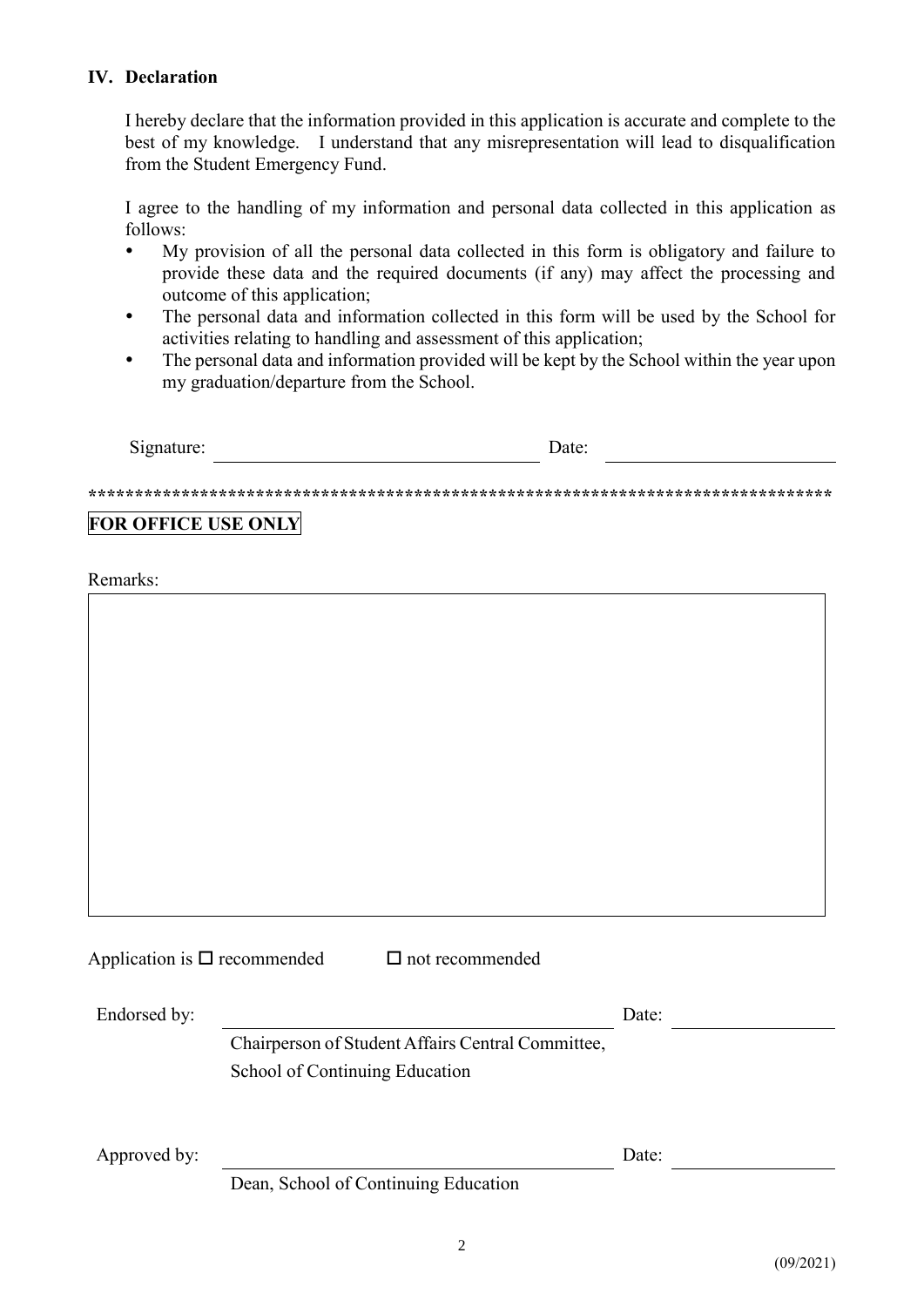## IV. Declaration

I hereby declare that the information provided in this application is accurate and complete to the best of my knowledge. I understand that any misrepresentation will lead to disqualification from the Student Emergency Fund.

I agree to the handling of my information and personal data collected in this application as follows:

- My provision of all the personal data collected in this form is obligatory and failure to provide these data and the required documents (if any) may affect the processing and outcome of this application;
- The personal data and information collected in this form will be used by the School for activities relating to handling and assessment of this application;
- The personal data and information provided will be kept by the School within the year upon my graduation/departure from the School.

Signature: ______________________________ Date: ____________________

*******************************************************************************

**FOR OFFICE USE ONLY**

Remarks:

| |
|---|
| |

Application is ☐ recommended ☐ not recommended

Endorsed by: ______________________________ Date: ______________
Chairperson of Student Affairs Central Committee,
School of Continuing Education

Approved by: ______________________________ Date: ______________
Dean, School of Continuing Education

(09/2021)